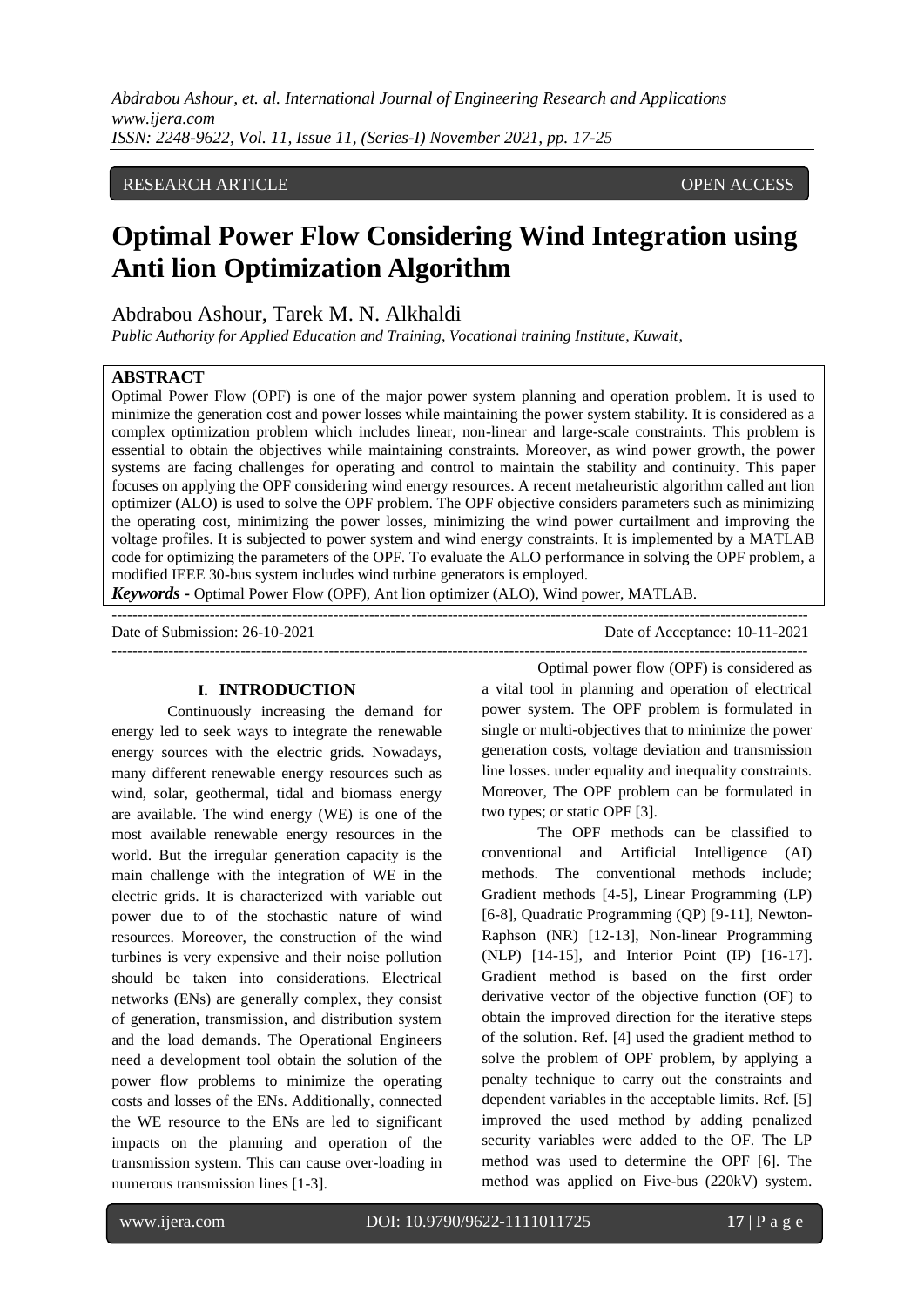RESEARCH ARTICLE OPEN ACCESS

# Optimal Power Flow Considering Wind Integration using Anti lion Optimization Algorithm

Abdrabou Ashour, Tarek M. N. Alkhaldi

*Public Authority for Applied Education and Training, Vocational training Institute, Kuwait,*

## ABSTRACT

Optimal Power Flow (OPF) is one of the major power system planning and operation problem. It is used to minimize the generation cost and power losses while maintaining the power system stability. It is considered as a complex optimization problem which includes linear, non-linear and large-scale constraints. This problem is essential to obtain the objectives while maintaining constraints. Moreover, as wind power growth, the power systems are facing challenges for operating and control to maintain the stability and continuity. This paper focuses on applying the OPF considering wind energy resources. A recent metaheuristic algorithm called ant lion optimizer (ALO) is used to solve the OPF problem. The OPF objective considers parameters such as minimizing the operating cost, minimizing the power losses, minimizing the wind power curtailment and improving the voltage profiles. It is subjected to power system and wind energy constraints. It is implemented by a MATLAB code for optimizing the parameters of the OPF. To evaluate the ALO performance in solving the OPF problem, a modified IEEE 30-bus system includes wind turbine generators is employed.

***Keywords -*** Optimal Power Flow (OPF), Ant lion optimizer (ALO), Wind power, MATLAB.

---

Date of Submission: 26-10-2021 Date of Acceptance: 10-11-2021

---

## I. INTRODUCTION

Continuously increasing the demand for energy led to seek ways to integrate the renewable energy sources with the electric grids. Nowadays, many different renewable energy resources such as wind, solar, geothermal, tidal and biomass energy are available. The wind energy (WE) is one of the most available renewable energy resources in the world. But the irregular generation capacity is the main challenge with the integration of WE in the electric grids. It is characterized with variable out power due to of the stochastic nature of wind resources. Moreover, the construction of the wind turbines is very expensive and their noise pollution should be taken into considerations. Electrical networks (ENs) are generally complex, they consist of generation, transmission, and distribution system and the load demands. The Operational Engineers need a development tool obtain the solution of the power flow problems to minimize the operating costs and losses of the ENs. Additionally, connected the WE resource to the ENs are led to significant impacts on the planning and operation of the transmission system. This can cause over-loading in numerous transmission lines [1-3].

Optimal power flow (OPF) is considered as a vital tool in planning and operation of electrical power system. The OPF problem is formulated in single or multi-objectives that to minimize the power generation costs, voltage deviation and transmission line losses. under equality and inequality constraints. Moreover, The OPF problem can be formulated in two types; or static OPF [3].

The OPF methods can be classified to conventional and Artificial Intelligence (AI) methods. The conventional methods include; Gradient methods [4-5], Linear Programming (LP) [6-8], Quadratic Programming (QP) [9-11], Newton-Raphson (NR) [12-13], Non-linear Programming (NLP) [14-15], and Interior Point (IP) [16-17]. Gradient method is based on the first order derivative vector of the objective function (OF) to obtain the improved direction for the iterative steps of the solution. Ref. [4] used the gradient method to solve the problem of OPF problem, by applying a penalty technique to carry out the constraints and dependent variables in the acceptable limits. Ref. [5] improved the used method by adding penalized security variables were added to the OF. The LP method was used to determine the OPF [6]. The method was applied on Five-bus (220kV) system.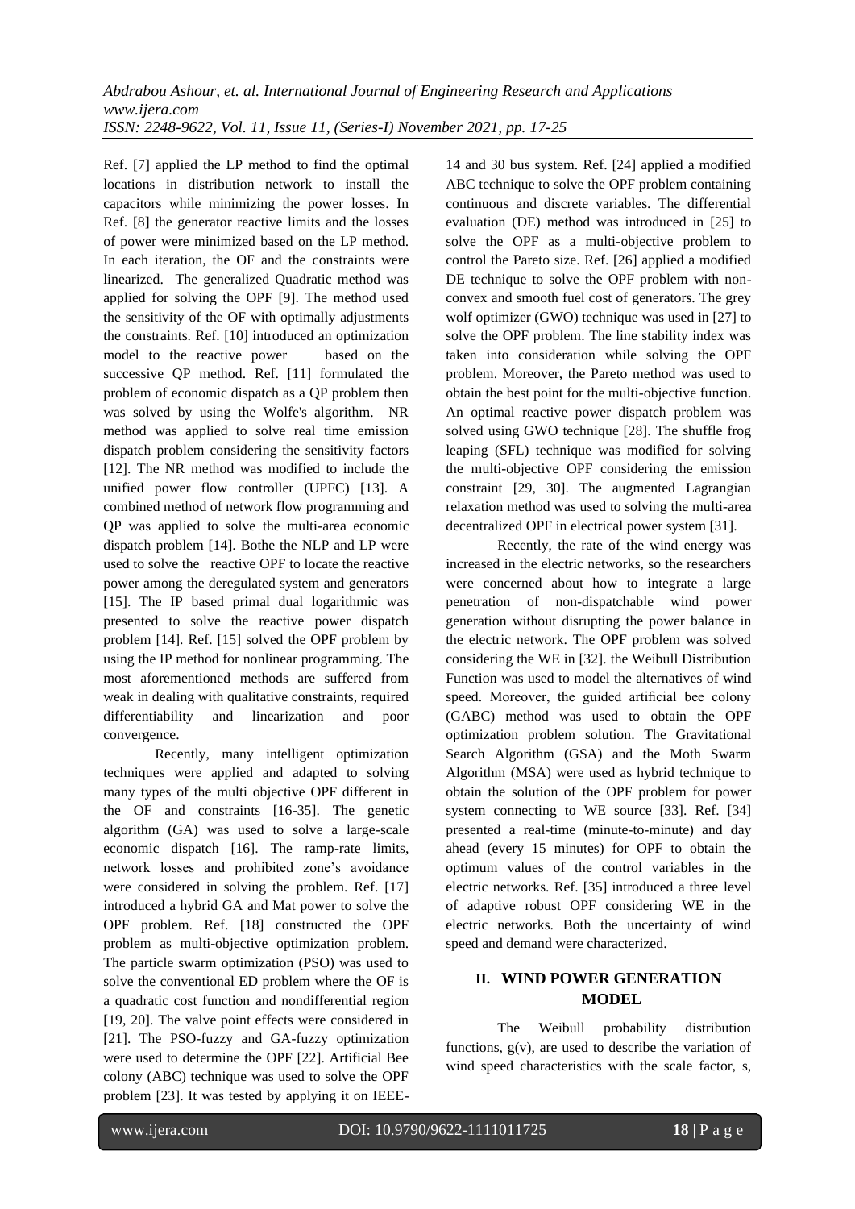Ref. [7] applied the LP method to find the optimal locations in distribution network to install the capacitors while minimizing the power losses. In Ref. [8] the generator reactive limits and the losses of power were minimized based on the LP method. In each iteration, the OF and the constraints were linearized. The generalized Quadratic method was applied for solving the OPF [9]. The method used the sensitivity of the OF with optimally adjustments the constraints. Ref. [10] introduced an optimization model to the reactive power based on the successive QP method. Ref. [11] formulated the problem of economic dispatch as a QP problem then was solved by using the Wolfe's algorithm. NR method was applied to solve real time emission dispatch problem considering the sensitivity factors [12]. The NR method was modified to include the unified power flow controller (UPFC) [13]. A combined method of network flow programming and QP was applied to solve the multi-area economic dispatch problem [14]. Bothe the NLP and LP were used to solve the reactive OPF to locate the reactive power among the deregulated system and generators [15]. The IP based primal dual logarithmic was presented to solve the reactive power dispatch problem [14]. Ref. [15] solved the OPF problem by using the IP method for nonlinear programming. The most aforementioned methods are suffered from weak in dealing with qualitative constraints, required differentiability and linearization and poor convergence.

Recently, many intelligent optimization techniques were applied and adapted to solving many types of the multi objective OPF different in the OF and constraints [16-35]. The genetic algorithm (GA) was used to solve a large-scale economic dispatch [16]. The ramp-rate limits, network losses and prohibited zone's avoidance were considered in solving the problem. Ref. [17] introduced a hybrid GA and Mat power to solve the OPF problem. Ref. [18] constructed the OPF problem as multi-objective optimization problem. The particle swarm optimization (PSO) was used to solve the conventional ED problem where the OF is a quadratic cost function and nondifferential region [19, 20]. The valve point effects were considered in [21]. The PSO-fuzzy and GA-fuzzy optimization were used to determine the OPF [22]. Artificial Bee colony (ABC) technique was used to solve the OPF problem [23]. It was tested by applying it on IEEE-14 and 30 bus system. Ref. [24] applied a modified ABC technique to solve the OPF problem containing continuous and discrete variables. The differential evaluation (DE) method was introduced in [25] to solve the OPF as a multi-objective problem to control the Pareto size. Ref. [26] applied a modified DE technique to solve the OPF problem with non-convex and smooth fuel cost of generators. The grey wolf optimizer (GWO) technique was used in [27] to solve the OPF problem. The line stability index was taken into consideration while solving the OPF problem. Moreover, the Pareto method was used to obtain the best point for the multi-objective function. An optimal reactive power dispatch problem was solved using GWO technique [28]. The shuffle frog leaping (SFL) technique was modified for solving the multi-objective OPF considering the emission constraint [29, 30]. The augmented Lagrangian relaxation method was used to solving the multi-area decentralized OPF in electrical power system [31].

Recently, the rate of the wind energy was increased in the electric networks, so the researchers were concerned about how to integrate a large penetration of non-dispatchable wind power generation without disrupting the power balance in the electric network. The OPF problem was solved considering the WE in [32]. the Weibull Distribution Function was used to model the alternatives of wind speed. Moreover, the guided artificial bee colony (GABC) method was used to obtain the OPF optimization problem solution. The Gravitational Search Algorithm (GSA) and the Moth Swarm Algorithm (MSA) were used as hybrid technique to obtain the solution of the OPF problem for power system connecting to WE source [33]. Ref. [34] presented a real-time (minute-to-minute) and day ahead (every 15 minutes) for OPF to obtain the optimum values of the control variables in the electric networks. Ref. [35] introduced a three level of adaptive robust OPF considering WE in the electric networks. Both the uncertainty of wind speed and demand were characterized.

## II. WIND POWER GENERATION MODEL

The Weibull probability distribution functions, $g(v)$, are used to describe the variation of wind speed characteristics with the scale factor, s,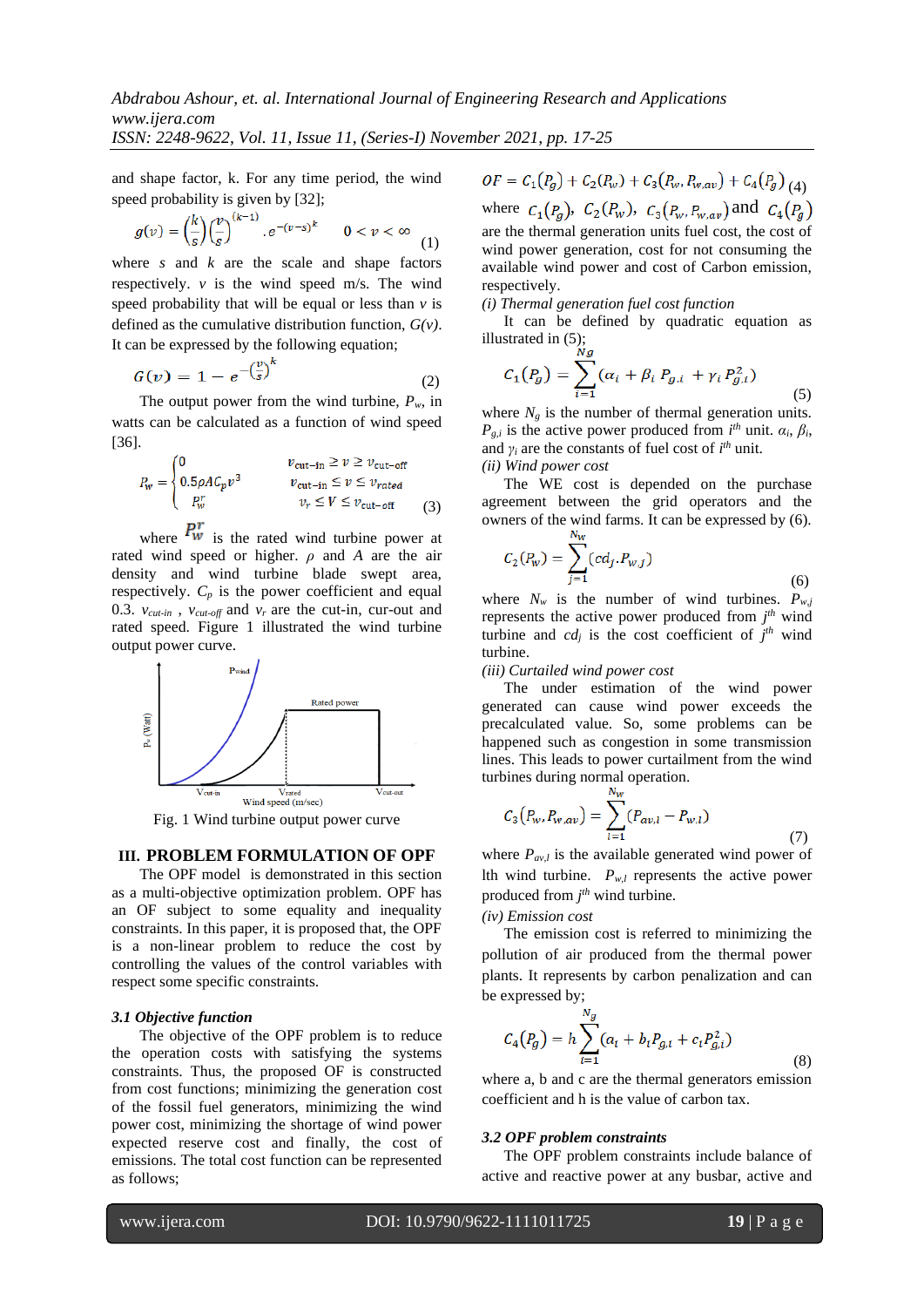and shape factor, k. For any time period, the wind speed probability is given by [32];

$$g(v) = \left(\frac{k}{s}\right)\left(\frac{v}{s}\right)^{(k-1)} . e^{-(v-s)^k} \qquad 0 < v < \infty \tag{1}$$

where $s$ and $k$ are the scale and shape factors respectively. $v$ is the wind speed m/s. The wind speed probability that will be equal or less than $v$ is defined as the cumulative distribution function, $G(v)$. It can be expressed by the following equation;

$$G(v) = 1 - e^{-\left(\frac{v}{s}\right)^k} \tag{2}$$

The output power from the wind turbine, $P_w$, in watts can be calculated as a function of wind speed [36].

$$P_w = \begin{cases} 0 & v_{cut-in} \geq v \geq v_{cut-off} \\ 0.5\rho A C_p v^3 & v_{cut-in} \leq v \leq v_{rated} \\ P_w^r & v_r \leq V \leq v_{cut-off} \end{cases} \tag{3}$$

where $P_w^r$ is the rated wind turbine power at rated wind speed or higher. $\rho$ and $A$ are the air density and wind turbine blade swept area, respectively. $C_p$ is the power coefficient and equal 0.3. $v_{cut\text{-}in}$ , $v_{cut\text{-}off}$ and $v_r$ are the cut-in, cur-out and rated speed. Figure 1 illustrated the wind turbine output power curve.

Fig. 1 Wind turbine output power curve

## III. PROBLEM FORMULATION OF OPF

The OPF model is demonstrated in this section as a multi-objective optimization problem. OPF has an OF subject to some equality and inequality constraints. In this paper, it is proposed that, the OPF is a non-linear problem to reduce the cost by controlling the values of the control variables with respect some specific constraints.

### *3.1 Objective function*

The objective of the OPF problem is to reduce the operation costs with satisfying the systems constraints. Thus, the proposed OF is constructed from cost functions; minimizing the generation cost of the fossil fuel generators, minimizing the wind power cost, minimizing the shortage of wind power expected reserve cost and finally, the cost of emissions. The total cost function can be represented as follows;

$$OF = C_1(P_g) + C_2(P_w) + C_3(P_w, P_{w,av}) + C_4(P_g) \tag{4}$$

where $C_1(P_g)$, $C_2(P_w)$, $C_3(P_w, P_{w,av})$ and $C_4(P_g)$ are the thermal generation units fuel cost, the cost of wind power generation, cost for not consuming the available wind power and cost of Carbon emission, respectively.

*(i) Thermal generation fuel cost function*

It can be defined by quadratic equation as illustrated in (5);

$$C_1(P_g) = \sum_{i=1}^{N_g} (\alpha_i + \beta_i\, P_{g,i} + \gamma_i\, P_{g,i}^2) \tag{5}$$

where $N_g$ is the number of thermal generation units. $P_{g,i}$ is the active power produced from $i^{th}$ unit. $\alpha_i$, $\beta_i$, and $\gamma_i$ are the constants of fuel cost of $i^{th}$ unit.

*(ii) Wind power cost*

The WE cost is depended on the purchase agreement between the grid operators and the owners of the wind farms. It can be expressed by (6).

$$C_2(P_w) = \sum_{j=1}^{N_W} (cd_j . P_{w,j}) \tag{6}$$

where $N_w$ is the number of wind turbines. $P_{w,j}$ represents the active power produced from $j^{th}$ wind turbine and $cd_j$ is the cost coefficient of $j^{th}$ wind turbine.

*(iii) Curtailed wind power cost*

The under estimation of the wind power generated can cause wind power exceeds the precalculated value. So, some problems can be happened such as congestion in some transmission lines. This leads to power curtailment from the wind turbines during normal operation.

$$C_3(P_w, P_{w,av}) = \sum_{l=1}^{N_W} (P_{av,l} - P_{w,l}) \tag{7}$$

where $P_{av,l}$ is the available generated wind power of lth wind turbine. $P_{w,l}$ represents the active power produced from $j^{th}$ wind turbine.

*(iv) Emission cost*

The emission cost is referred to minimizing the pollution of air produced from the thermal power plants. It represents by carbon penalization and can be expressed by;

$$C_4(P_g) = h \sum_{i=1}^{N_g} (a_i + b_i P_{g,i} + c_i P_{g,i}^2) \tag{8}$$

where a, b and c are the thermal generators emission coefficient and h is the value of carbon tax.

### *3.2 OPF problem constraints*

The OPF problem constraints include balance of active and reactive power at any busbar, active and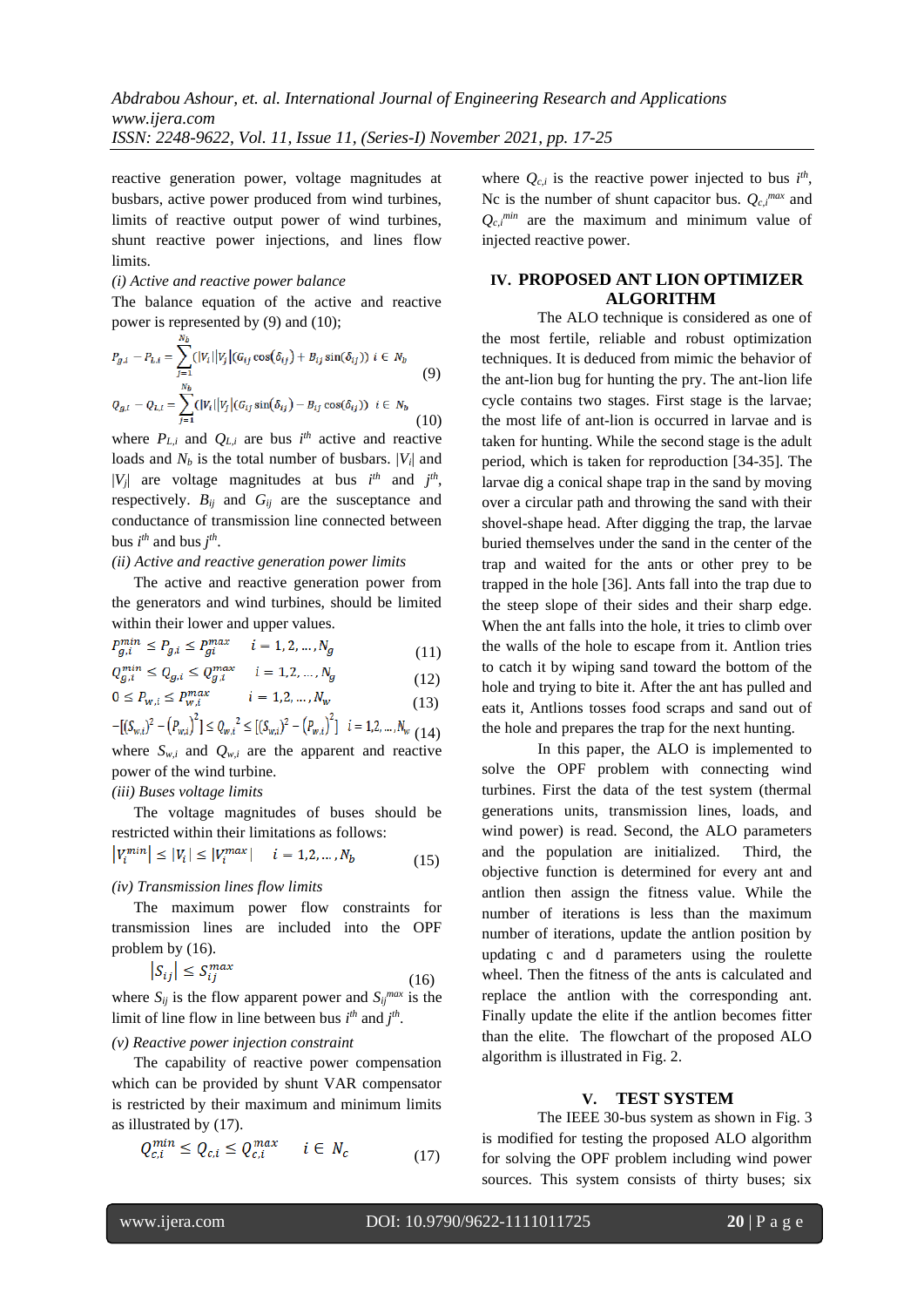reactive generation power, voltage magnitudes at busbars, active power produced from wind turbines, limits of reactive output power of wind turbines, shunt reactive power injections, and lines flow limits.

*(i) Active and reactive power balance*

The balance equation of the active and reactive power is represented by (9) and (10);

$$P_{g,i} - P_{L,i} = \sum_{j=1}^{N_b} (|V_i||V_j|(G_{ij}\cos(\delta_{ij}) + B_{ij}\sin(\delta_{ij}))\ \ i \in N_b \tag{9}$$

$$Q_{g,i} - Q_{L,i} = \sum_{j=1}^{N_b} (|V_i||V_j|(G_{ij}\sin(\delta_{ij}) - B_{ij}\cos(\delta_{ij}))\ \ i \in N_b \tag{10}$$

where $P_{L,i}$ and $Q_{L,i}$ are bus $i^{th}$ active and reactive loads and $N_b$ is the total number of busbars. $|V_i|$ and $|V_j|$ are voltage magnitudes at bus $i^{th}$ and $j^{th}$, respectively. $B_{ij}$ and $G_{ij}$ are the susceptance and conductance of transmission line connected between bus $i^{th}$ and bus $j^{th}$.

*(ii) Active and reactive generation power limits*

The active and reactive generation power from the generators and wind turbines, should be limited within their lower and upper values.

$$P_{g,i}^{min} \le P_{g,i} \le P_{gi}^{max} \quad i = 1,2,\ldots,N_g \tag{11}$$

$$Q_{g,i}^{min} \le Q_{g,i} \le Q_{g,i}^{max} \quad i = 1,2,\ldots,N_g \tag{12}$$

$$0 \le P_{w,i} \le P_{w,i}^{max} \quad i = 1,2,\ldots,N_w \tag{13}$$

$$-[(S_{w,i})^2 - (P_{w,i})^2] \le Q_{w,i}{}^2 \le [(S_{w,i})^2 - (P_{w,i})^2] \quad i = 1,2,\ldots,N_w \tag{14}$$

where $S_{w,i}$ and $Q_{w,i}$ are the apparent and reactive power of the wind turbine.

*(iii) Buses voltage limits*

The voltage magnitudes of buses should be restricted within their limitations as follows:

$$|V_i^{min}| \le |V_i| \le |V_i^{max}| \quad i = 1,2,\ldots,N_b \tag{15}$$

*(iv) Transmission lines flow limits*

The maximum power flow constraints for transmission lines are included into the OPF problem by (16).

$$|S_{ij}| \le S_{ij}^{max} \tag{16}$$

where $S_{ij}$ is the flow apparent power and $S_{ij}^{max}$ is the limit of line flow in line between bus $i^{th}$ and $j^{th}$.

*(v) Reactive power injection constraint*

The capability of reactive power compensation which can be provided by shunt VAR compensator is restricted by their maximum and minimum limits as illustrated by (17).

$$Q_{c,i}^{min} \le Q_{c,i} \le Q_{c,i}^{max} \quad i \in N_c \tag{17}$$

where $Q_{c,i}$ is the reactive power injected to bus $i^{th}$, Nc is the number of shunt capacitor bus. $Q_{c,i}^{max}$ and $Q_{c,i}^{min}$ are the maximum and minimum value of injected reactive power.

## IV. PROPOSED ANT LION OPTIMIZER ALGORITHM

The ALO technique is considered as one of the most fertile, reliable and robust optimization techniques. It is deduced from mimic the behavior of the ant-lion bug for hunting the pry. The ant-lion life cycle contains two stages. First stage is the larvae; the most life of ant-lion is occurred in larvae and is taken for hunting. While the second stage is the adult period, which is taken for reproduction [34-35]. The larvae dig a conical shape trap in the sand by moving over a circular path and throwing the sand with their shovel-shape head. After digging the trap, the larvae buried themselves under the sand in the center of the trap and waited for the ants or other prey to be trapped in the hole [36]. Ants fall into the trap due to the steep slope of their sides and their sharp edge. When the ant falls into the hole, it tries to climb over the walls of the hole to escape from it. Antlion tries to catch it by wiping sand toward the bottom of the hole and trying to bite it. After the ant has pulled and eats it, Antlions tosses food scraps and sand out of the hole and prepares the trap for the next hunting.

In this paper, the ALO is implemented to solve the OPF problem with connecting wind turbines. First the data of the test system (thermal generations units, transmission lines, loads, and wind power) is read. Second, the ALO parameters and the population are initialized. Third, the objective function is determined for every ant and antlion then assign the fitness value. While the number of iterations is less than the maximum number of iterations, update the antlion position by updating c and d parameters using the roulette wheel. Then the fitness of the ants is calculated and replace the antlion with the corresponding ant. Finally update the elite if the antlion becomes fitter than the elite. The flowchart of the proposed ALO algorithm is illustrated in Fig. 2.

## V. TEST SYSTEM

The IEEE 30-bus system as shown in Fig. 3 is modified for testing the proposed ALO algorithm for solving the OPF problem including wind power sources. This system consists of thirty buses; six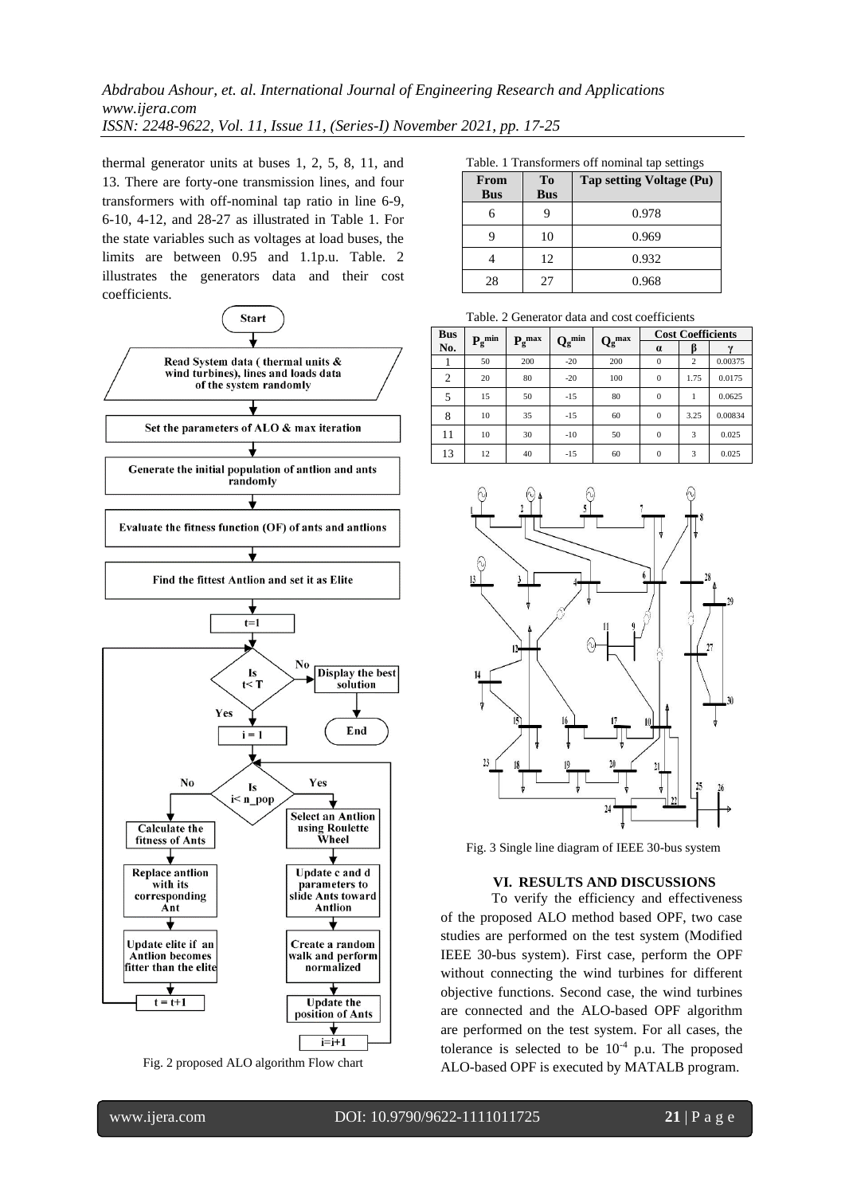thermal generator units at buses 1, 2, 5, 8, 11, and 13. There are forty-one transmission lines, and four transformers with off-nominal tap ratio in line 6-9, 6-10, 4-12, and 28-27 as illustrated in Table 1. For the state variables such as voltages at load buses, the limits are between 0.95 and 1.1p.u. Table. 2 illustrates the generators data and their cost coefficients.

Fig. 2 proposed ALO algorithm Flow chart

Table. 1 Transformers off nominal tap settings

| From Bus | To Bus | Tap setting Voltage (Pu) |
|---|---|---|
| 6 | 9 | 0.978 |
| 9 | 10 | 0.969 |
| 4 | 12 | 0.932 |
| 28 | 27 | 0.968 |

Table. 2 Generator data and cost coefficients

| Bus No. | $P_g^{min}$ | $P_g^{max}$ | $Q_g^{min}$ | $Q_g^{max}$ | Cost Coefficients | | |
|---|---|---|---|---|---|---|---|
| | | | | | $\alpha$ | $\beta$ | $\gamma$ |
| 1 | 50 | 200 | -20 | 200 | 0 | 2 | 0.00375 |
| 2 | 20 | 80 | -20 | 100 | 0 | 1.75 | 0.0175 |
| 5 | 15 | 50 | -15 | 80 | 0 | 1 | 0.0625 |
| 8 | 10 | 35 | -15 | 60 | 0 | 3.25 | 0.00834 |
| 11 | 10 | 30 | -10 | 50 | 0 | 3 | 0.025 |
| 13 | 12 | 40 | -15 | 60 | 0 | 3 | 0.025 |

Fig. 3 Single line diagram of IEEE 30-bus system

## VI. RESULTS AND DISCUSSIONS

To verify the efficiency and effectiveness of the proposed ALO method based OPF, two case studies are performed on the test system (Modified IEEE 30-bus system). First case, perform the OPF without connecting the wind turbines for different objective functions. Second case, the wind turbines are connected and the ALO-based OPF algorithm are performed on the test system. For all cases, the tolerance is selected to be $10^{-4}$ p.u. The proposed ALO-based OPF is executed by MATALB program.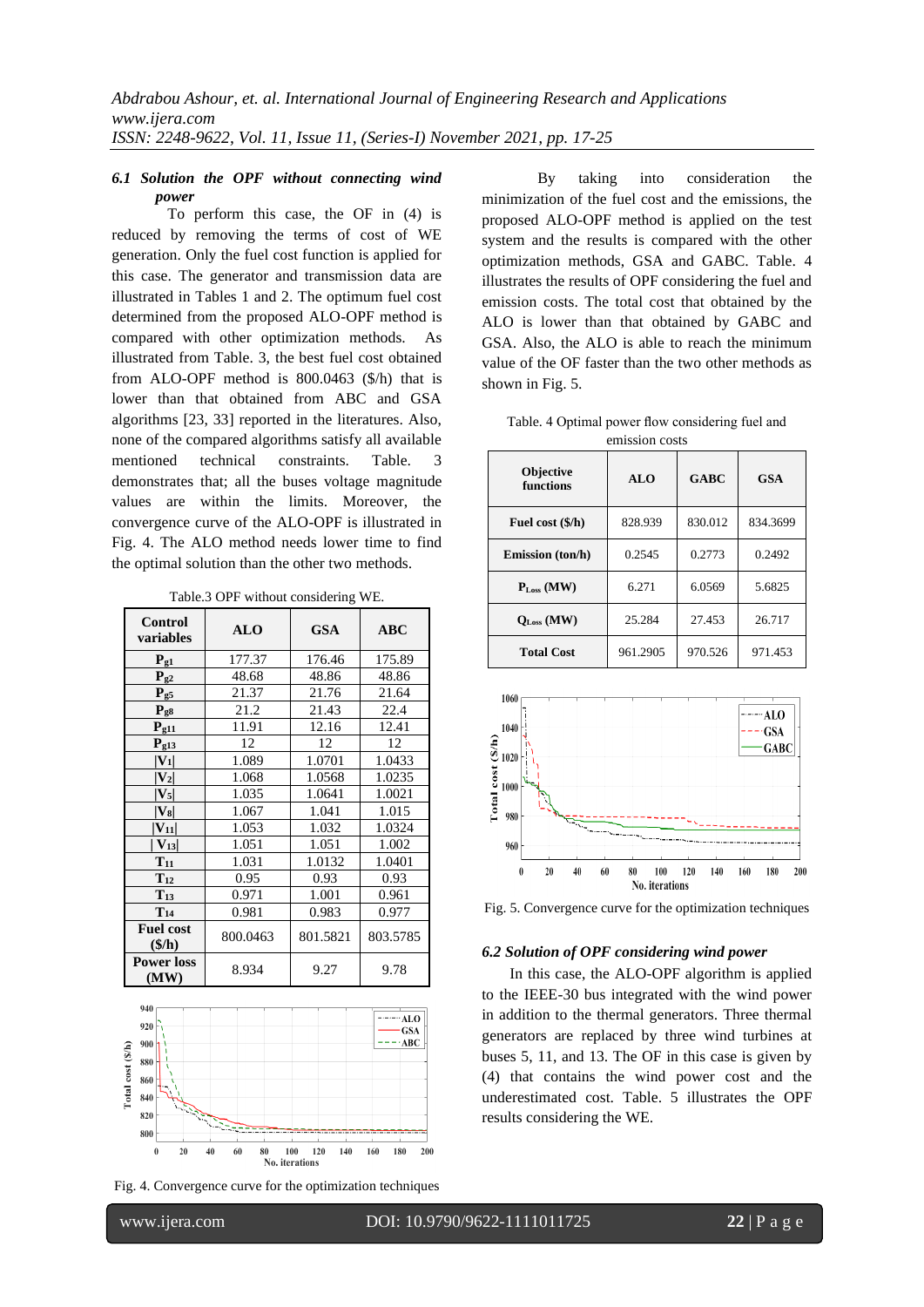### 6.1 Solution the OPF without connecting wind power

To perform this case, the OF in (4) is reduced by removing the terms of cost of WE generation. Only the fuel cost function is applied for this case. The generator and transmission data are illustrated in Tables 1 and 2. The optimum fuel cost determined from the proposed ALO-OPF method is compared with other optimization methods. As illustrated from Table. 3, the best fuel cost obtained from ALO-OPF method is 800.0463 ($/h) that is lower than that obtained from ABC and GSA algorithms [23, 33] reported in the literatures. Also, none of the compared algorithms satisfy all available mentioned technical constraints. Table. 3 demonstrates that; all the buses voltage magnitude values are within the limits. Moreover, the convergence curve of the ALO-OPF is illustrated in Fig. 4. The ALO method needs lower time to find the optimal solution than the other two methods.

Table.3 OPF without considering WE.

| Control variables | ALO | GSA | ABC |
|---|---|---|---|
| $P_{g1}$ | 177.37 | 176.46 | 175.89 |
| $P_{g2}$ | 48.68 | 48.86 | 48.86 |
| $P_{g5}$ | 21.37 | 21.76 | 21.64 |
| $P_{g8}$ | 21.2 | 21.43 | 22.4 |
| $P_{g11}$ | 11.91 | 12.16 | 12.41 |
| $P_{g13}$ | 12 | 12 | 12 |
| $\|V_1\|$ | 1.089 | 1.0701 | 1.0433 |
| $\|V_2\|$ | 1.068 | 1.0568 | 1.0235 |
| $\|V_5\|$ | 1.035 | 1.0641 | 1.0021 |
| $\|V_8\|$ | 1.067 | 1.041 | 1.015 |
| $\|V_{11}\|$ | 1.053 | 1.032 | 1.0324 |
| $\|V_{13}\|$ | 1.051 | 1.051 | 1.002 |
| $T_{11}$ | 1.031 | 1.0132 | 1.0401 |
| $T_{12}$ | 0.95 | 0.93 | 0.93 |
| $T_{13}$ | 0.971 | 1.001 | 0.961 |
| $T_{14}$ | 0.981 | 0.983 | 0.977 |
| Fuel cost ($/h) | 800.0463 | 801.5821 | 803.5785 |
| Power loss (MW) | 8.934 | 9.27 | 9.78 |

Fig. 4. Convergence curve for the optimization techniques

By taking into consideration the minimization of the fuel cost and the emissions, the proposed ALO-OPF method is applied on the test system and the results is compared with the other optimization methods, GSA and GABC. Table. 4 illustrates the results of OPF considering the fuel and emission costs. The total cost that obtained by the ALO is lower than that obtained by GABC and GSA. Also, the ALO is able to reach the minimum value of the OF faster than the two other methods as shown in Fig. 5.

Table. 4 Optimal power flow considering fuel and emission costs

| Objective functions | ALO | GABC | GSA |
|---|---|---|---|
| Fuel cost ($/h) | 828.939 | 830.012 | 834.3699 |
| Emission (ton/h) | 0.2545 | 0.2773 | 0.2492 |
| $P_{Loss}$ (MW) | 6.271 | 6.0569 | 5.6825 |
| $Q_{Loss}$ (MW) | 25.284 | 27.453 | 26.717 |
| Total Cost | 961.2905 | 970.526 | 971.453 |

Fig. 5. Convergence curve for the optimization techniques

### 6.2 Solution of OPF considering wind power

In this case, the ALO-OPF algorithm is applied to the IEEE-30 bus integrated with the wind power in addition to the thermal generators. Three thermal generators are replaced by three wind turbines at buses 5, 11, and 13. The OF in this case is given by (4) that contains the wind power cost and the underestimated cost. Table. 5 illustrates the OPF results considering the WE.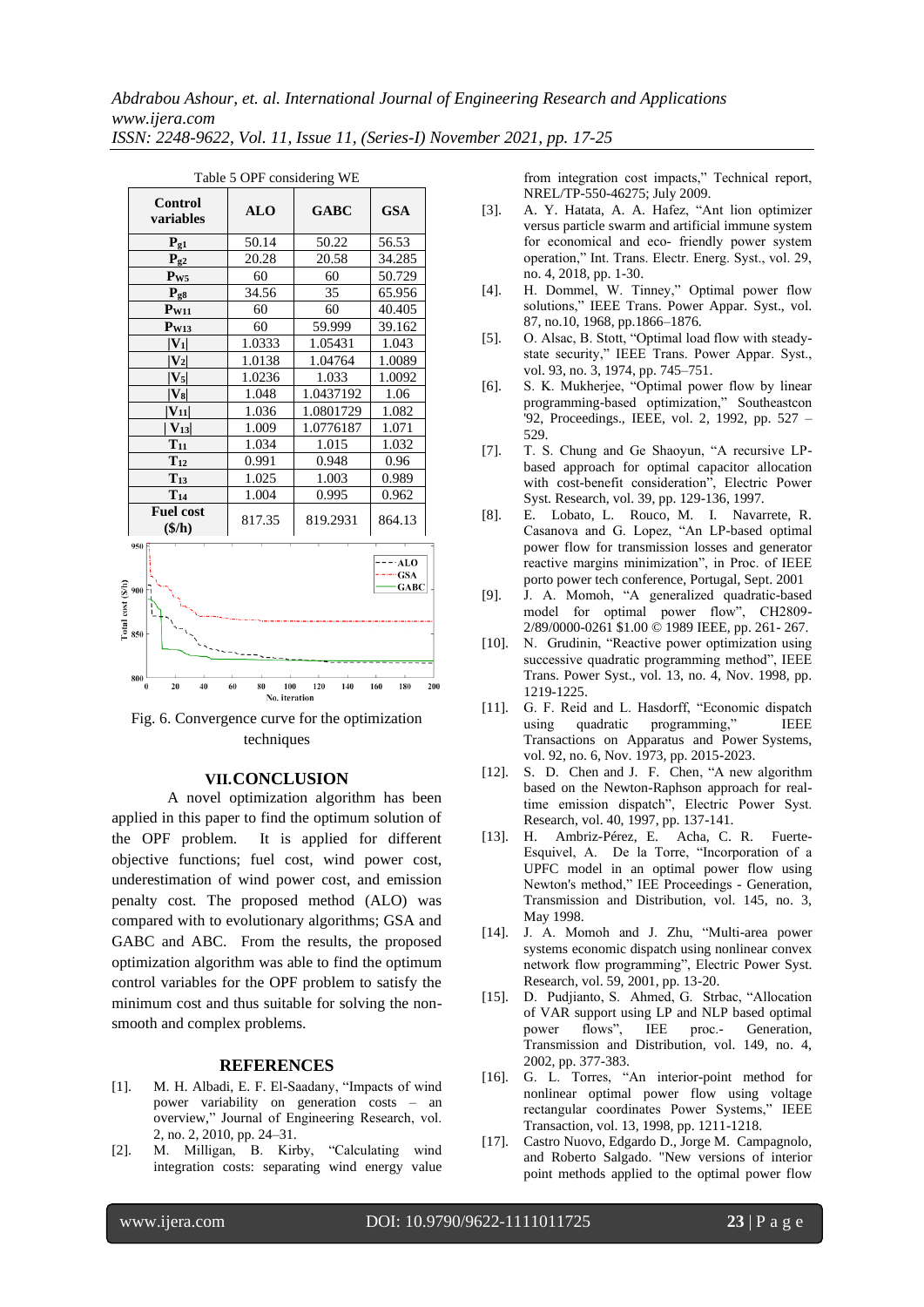Table 5 OPF considering WE

| Control variables | ALO | GABC | GSA |
|---|---|---|---|
| $P_{g1}$ | 50.14 | 50.22 | 56.53 |
| $P_{g2}$ | 20.28 | 20.58 | 34.285 |
| $P_{W5}$ | 60 | 60 | 50.729 |
| $P_{g8}$ | 34.56 | 35 | 65.956 |
| $P_{W11}$ | 60 | 60 | 40.405 |
| $P_{W13}$ | 60 | 59.999 | 39.162 |
| $\|V_1\|$ | 1.0333 | 1.05431 | 1.043 |
| $\|V_2\|$ | 1.0138 | 1.04764 | 1.0089 |
| $\|V_5\|$ | 1.0236 | 1.033 | 1.0092 |
| $\|V_8\|$ | 1.048 | 1.0437192 | 1.06 |
| $\|V_{11}\|$ | 1.036 | 1.0801729 | 1.082 |
| $\|V_{13}\|$ | 1.009 | 1.0776187 | 1.071 |
| $T_{11}$ | 1.034 | 1.015 | 1.032 |
| $T_{12}$ | 0.991 | 0.948 | 0.96 |
| $T_{13}$ | 1.025 | 1.003 | 0.989 |
| $T_{14}$ | 1.004 | 0.995 | 0.962 |
| Fuel cost ($/h) | 817.35 | 819.2931 | 864.13 |

Fig. 6. Convergence curve for the optimization techniques

## VII. CONCLUSION

A novel optimization algorithm has been applied in this paper to find the optimum solution of the OPF problem. It is applied for different objective functions; fuel cost, wind power cost, underestimation of wind power cost, and emission penalty cost. The proposed method (ALO) was compared with to evolutionary algorithms; GSA and GABC and ABC. From the results, the proposed optimization algorithm was able to find the optimum control variables for the OPF problem to satisfy the minimum cost and thus suitable for solving the non-smooth and complex problems.

## REFERENCES

[1]. M. H. Albadi, E. F. El-Saadany, "Impacts of wind power variability on generation costs – an overview," Journal of Engineering Research, vol. 2, no. 2, 2010, pp. 24–31.

[2]. M. Milligan, B. Kirby, "Calculating wind integration costs: separating wind energy value from integration cost impacts," Technical report, NREL/TP-550-46275; July 2009.

[3]. A. Y. Hatata, A. A. Hafez, "Ant lion optimizer versus particle swarm and artificial immune system for economical and eco- friendly power system operation," Int. Trans. Electr. Energ. Syst., vol. 29, no. 4, 2018, pp. 1-30.

[4]. H. Dommel, W. Tinney," Optimal power flow solutions," IEEE Trans. Power Appar. Syst., vol. 87, no.10, 1968, pp.1866–1876.

[5]. O. Alsac, B. Stott, "Optimal load flow with steady-state security," IEEE Trans. Power Appar. Syst., vol. 93, no. 3, 1974, pp. 745–751.

[6]. S. K. Mukherjee, "Optimal power flow by linear programming-based optimization," Southeastcon '92, Proceedings., IEEE, vol. 2, 1992, pp. 527 – 529.

[7]. T. S. Chung and Ge Shaoyun, "A recursive LP-based approach for optimal capacitor allocation with cost-benefit consideration", Electric Power Syst. Research, vol. 39, pp. 129-136, 1997.

[8]. E. Lobato, L. Rouco, M. I. Navarrete, R. Casanova and G. Lopez, "An LP-based optimal power flow for transmission losses and generator reactive margins minimization", in Proc. of IEEE porto power tech conference, Portugal, Sept. 2001

[9]. J. A. Momoh, "A generalized quadratic-based model for optimal power flow", CH2809-2/89/0000-0261 $1.00 © 1989 IEEE, pp. 261- 267.

[10]. N. Grudinin, "Reactive power optimization using successive quadratic programming method", IEEE Trans. Power Syst., vol. 13, no. 4, Nov. 1998, pp. 1219-1225.

[11]. G. F. Reid and L. Hasdorff, "Economic dispatch using quadratic programming," IEEE Transactions on Apparatus and Power Systems, vol. 92, no. 6, Nov. 1973, pp. 2015-2023.

[12]. S. D. Chen and J. F. Chen, "A new algorithm based on the Newton-Raphson approach for real-time emission dispatch", Electric Power Syst. Research, vol. 40, 1997, pp. 137-141.

[13]. H. Ambriz-Pérez, E. Acha, C. R. Fuerte-Esquivel, A. De la Torre, "Incorporation of a UPFC model in an optimal power flow using Newton's method," IEE Proceedings - Generation, Transmission and Distribution, vol. 145, no. 3, May 1998.

[14]. J. A. Momoh and J. Zhu, "Multi-area power systems economic dispatch using nonlinear convex network flow programming", Electric Power Syst. Research, vol. 59, 2001, pp. 13-20.

[15]. D. Pudjianto, S. Ahmed, G. Strbac, "Allocation of VAR support using LP and NLP based optimal power flows", IEE proc.- Generation, Transmission and Distribution, vol. 149, no. 4, 2002, pp. 377-383.

[16]. G. L. Torres, "An interior-point method for nonlinear optimal power flow using voltage rectangular coordinates Power Systems," IEEE Transaction, vol. 13, 1998, pp. 1211-1218.

[17]. Castro Nuovo, Edgardo D., Jorge M. Campagnolo, and Roberto Salgado. "New versions of interior point methods applied to the optimal power flow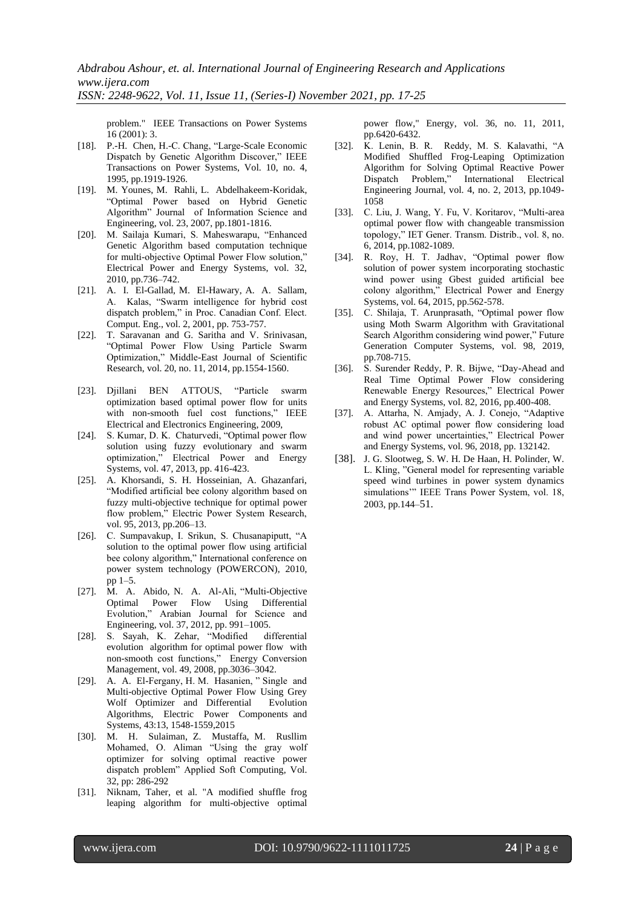problem." IEEE Transactions on Power Systems 16 (2001): 3.

[18]. P.-H. Chen, H.-C. Chang, "Large-Scale Economic Dispatch by Genetic Algorithm Discover," IEEE Transactions on Power Systems, Vol. 10, no. 4, 1995, pp.1919-1926.

[19]. M. Younes, M. Rahli, L. Abdelhakeem-Koridak, "Optimal Power based on Hybrid Genetic Algorithm" Journal of Information Science and Engineering, vol. 23, 2007, pp.1801-1816.

[20]. M. Sailaja Kumari, S. Maheswarapu, "Enhanced Genetic Algorithm based computation technique for multi-objective Optimal Power Flow solution," Electrical Power and Energy Systems, vol. 32, 2010, pp.736–742.

[21]. A. I. El-Gallad, M. El-Hawary, A. A. Sallam, A. Kalas, "Swarm intelligence for hybrid cost dispatch problem," in Proc. Canadian Conf. Elect. Comput. Eng., vol. 2, 2001, pp. 753-757.

[22]. T. Saravanan and G. Saritha and V. Srinivasan, "Optimal Power Flow Using Particle Swarm Optimization," Middle-East Journal of Scientific Research, vol. 20, no. 11, 2014, pp.1554-1560.

[23]. Djillani BEN ATTOUS, "Particle swarm optimization based optimal power flow for units with non-smooth fuel cost functions," IEEE Electrical and Electronics Engineering, 2009,

[24]. S. Kumar, D. K. Chaturvedi, "Optimal power flow solution using fuzzy evolutionary and swarm optimization," Electrical Power and Energy Systems, vol. 47, 2013, pp. 416-423.

[25]. A. Khorsandi, S. H. Hosseinian, A. Ghazanfari, "Modified artificial bee colony algorithm based on fuzzy multi-objective technique for optimal power flow problem," Electric Power System Research, vol. 95, 2013, pp.206–13.

[26]. C. Sumpavakup, I. Srikun, S. Chusanapiputt, "A solution to the optimal power flow using artificial bee colony algorithm," International conference on power system technology (POWERCON), 2010, pp 1–5.

[27]. M. A. Abido, N. A. Al-Ali, "Multi-Objective Optimal Power Flow Using Differential Evolution," Arabian Journal for Science and Engineering, vol. 37, 2012, pp. 991–1005.

[28]. S. Sayah, K. Zehar, "Modified differential evolution algorithm for optimal power flow with non-smooth cost functions," Energy Conversion Management, vol. 49, 2008, pp.3036–3042.

[29]. A. A. El-Fergany, H. M. Hasanien, " Single and Multi-objective Optimal Power Flow Using Grey Wolf Optimizer and Differential Evolution Algorithms, Electric Power Components and Systems, 43:13, 1548-1559,2015

[30]. M. H. Sulaiman, Z. Mustaffa, M. Rusllim Mohamed, O. Aliman "Using the gray wolf optimizer for solving optimal reactive power dispatch problem" Applied Soft Computing, Vol. 32, pp: 286-292

[31]. Niknam, Taher, et al. "A modified shuffle frog leaping algorithm for multi-objective optimal power flow," Energy, vol. 36, no. 11, 2011, pp.6420-6432.

[32]. K. Lenin, B. R. Reddy, M. S. Kalavathi, "A Modified Shuffled Frog-Leaping Optimization Algorithm for Solving Optimal Reactive Power Dispatch Problem," International Electrical Engineering Journal, vol. 4, no. 2, 2013, pp.1049-1058

[33]. C. Liu, J. Wang, Y. Fu, V. Koritarov, "Multi-area optimal power flow with changeable transmission topology," IET Gener. Transm. Distrib., vol. 8, no. 6, 2014, pp.1082-1089.

[34]. R. Roy, H. T. Jadhav, "Optimal power flow solution of power system incorporating stochastic wind power using Gbest guided artificial bee colony algorithm," Electrical Power and Energy Systems, vol. 64, 2015, pp.562-578.

[35]. C. Shilaja, T. Arunprasath, "Optimal power flow using Moth Swarm Algorithm with Gravitational Search Algorithm considering wind power," Future Generation Computer Systems, vol. 98, 2019, pp.708-715.

[36]. S. Surender Reddy, P. R. Bijwe, "Day-Ahead and Real Time Optimal Power Flow considering Renewable Energy Resources," Electrical Power and Energy Systems, vol. 82, 2016, pp.400-408.

[37]. A. Attarha, N. Amjady, A. J. Conejo, "Adaptive robust AC optimal power flow considering load and wind power uncertainties," Electrical Power and Energy Systems, vol. 96, 2018, pp. 132142.

[38]. J. G. Slootweg, S. W. H. De Haan, H. Polinder, W. L. Kling, "General model for representing variable speed wind turbines in power system dynamics simulations'" IEEE Trans Power System, vol. 18, 2003, pp.144–51.